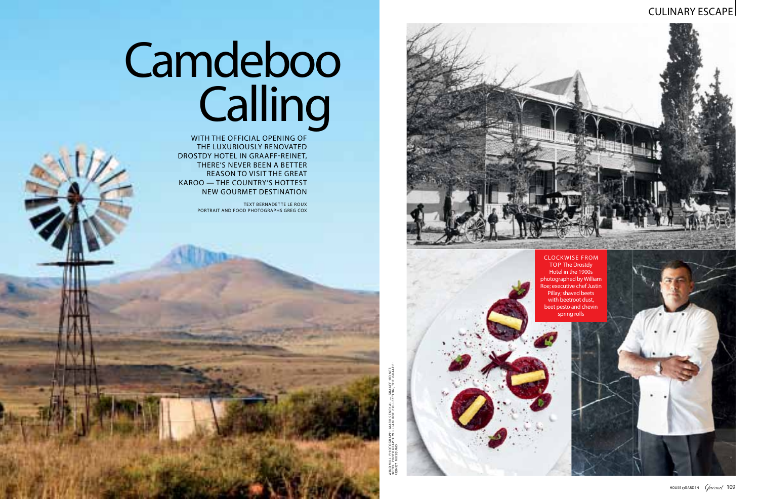# Camdeboo Calling

WITH THE OFFICIAL OPENING OF THE LUXURIOUSLY RENOVATED DROSTDY HOTEL IN GRAAFF-REINET, THERE'S NEVER BEEN A BETTER REASON TO VISIT THE GREAT KAROO — THE COUNTRY'S HOTTEST NEW GOURMET DESTINATION

TEXT BERNADETTE LE ROUX
PORTRAIT AND FOOD PHOTOGRAPHS GREG COX

CLOCKWISE FROM TOP The Drostdy Hotel in the 1900s photographed by William Roe; executive chef Justin Pillay; shaved beets with beetroot dust, beet pesto and chevin spring rolls

WINDMILL PHOTOGRAPH: MARK SENEKAL — GRAAFF-REINET; HOTEL PHOTOGRAPH: WILLIAM ROE COLLECTION, THE GRAAFF-REINET MUSEUMS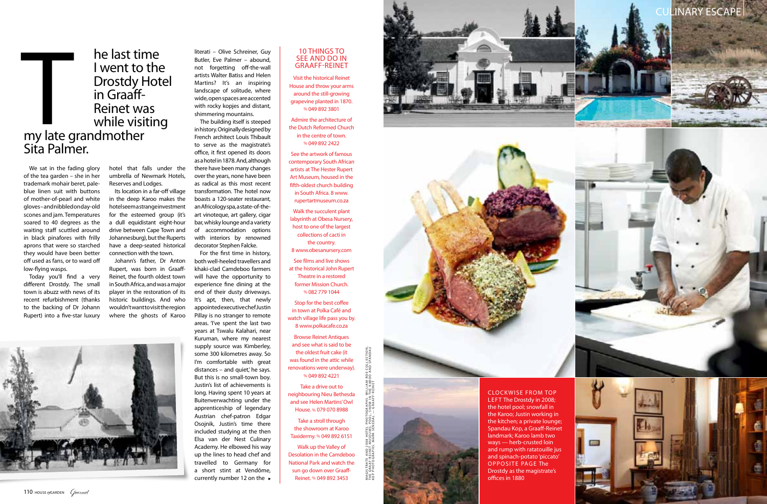# The last time I went to the Drostdy Hotel in Graaff-Reinet was while visiting my late grandmother Sita Palmer.

We sat in the fading glory of the tea garden – she in her trademark mohair beret, pale-blue linen suit with buttons of mother-of-pearl and white gloves – and nibbled on day-old scones and jam. Temperatures soared to 40 degrees as the waiting staff scuttled around in black pinafores with frilly aprons that were so starched they would have been better off used as fans, or to ward off low-flying wasps.

Today you'll find a very different Drostdy. The small town is abuzz with news of its recent refurbishment (thanks to the backing of Dr Johann Rupert) into a five-star luxury hotel that falls under the umbrella of Newmark Hotels, Reserves and Lodges.

Its location in a far-off village in the deep Karoo makes the hotel seem a strange investment for the esteemed group (it's a dull equidistant eight-hour drive between Cape Town and Johannesburg), but the Ruperts have a deep-seated historical connection with the town.

Johann's father, Dr Anton Rupert, was born in Graaff-Reinet, the fourth oldest town in South Africa, and was a major player in the restoration of its historic buildings. And who wouldn't want to visit the region where the ghosts of Karoo literati – Olive Schreiner, Guy Butler, Eve Palmer – abound, not forgetting off-the-wall artists Walter Batiss and Helen Martins? It's an inspiring landscape of solitude, where wide, open spaces are accented with rocky kopjes and distant, shimmering mountains.

The building itself is steeped in history. Originally designed by French architect Louis Thibault to serve as the magistrate's office, it first opened its doors as a hotel in 1878. And, although there have been many changes over the years, none have been as radical as this most recent transformation. The hotel now boasts a 120-seater restaurant, an Africology spa, a state-of-the-art vinoteque, art gallery, cigar bar, whisky lounge and a variety of accommodation options with interiors by renowned decorator Stephen Falcke.

For the first time in history, both well-heeled travellers and khaki-clad Camdeboo farmers will have the opportunity to experience fine dining at the end of their dusty driveways. It's apt, then, that newly appointed executive chef Justin Pillay is no stranger to remote areas. 'I've spent the last two years at Tswalu Kalahari, near Kuruman, where my nearest supply source was Kimberley, some 300 kilometres away. So I'm comfortable with great distances – and quiet,' he says. But this is no small-town boy. Justin's list of achievements is long. Having spent 10 years at Buitenverwachting under the apprenticeship of legendary Austrian chef-patron Edgar Osojnik, Justin's time there included studying at the then Elsa van der Nest Culinary Academy. He elbowed his way up the lines to head chef and travelled to Germany for a short stint at Vendôme, currently number 12 on the ▸

## 10 THINGS TO SEE AND DO IN GRAAFF-REINET

Visit the historical Reinet House and throw your arms around the still-growing grapevine planted in 1870. ☏ 049 892 3801

Admire the architecture of the Dutch Reformed Church in the centre of town. ☏ 049 892 2422

See the artwork of famous contemporary South African artists at The Hester Rupert Art Museum, housed in the fifth-oldest church building in South Africa. 8 www.rupertartmuseum.co.za

Walk the succulent plant labyrinth at Obesa Nursery, host to one of the largest collections of cacti in the country. 8 www.obesanursery.com

See films and live shows at the historical John Rupert Theatre in a restored former Mission Church. ☏ 082 779 1044

Stop for the best coffee in town at Polka Café and watch village life pass you by. 8 www.polkacafe.co.za

Browse Reinet Antiques and see what is said to be the oldest fruit cake (it was found in the attic while renovations were underway). ☏ 049 892 4221

Take a drive out to neighbouring Nieu Bethesda and see Helen Martins' Owl House. ☏ 079 070 8988

Take a stroll through the showroom at Karoo Taxidermy. ☏ 049 892 6151

Walk up the Valley of Desolation in the Camdeboo National Park and watch the sun go down over Graaff-Reinet. ☏ 049 892 3453

MAGISTRATE AND 2008 HOTEL PHOTOGRAPHS: WILLIAM ROE COLLECTION, THE GRAAFF-REINET MUSEUMS; POOL, SNOW IN THE KAROO AND SPANDAU KOP PHOTOGRAPHS: MARK SENERAL — GRAAFF-REINET

CLOCKWISE FROM TOP LEFT The Drostdy in 2008; the hotel pool; snowfall in the Karoo; Justin working in the kitchen; a private lounge; Spandau Kop, a Graaff-Reinet landmark; Karoo lamb two ways — herb-crusted loin and rump with ratatouille jus and spinach-potato 'piccato' OPPOSITE PAGE The Drostdy as the magistrate's offices in 1880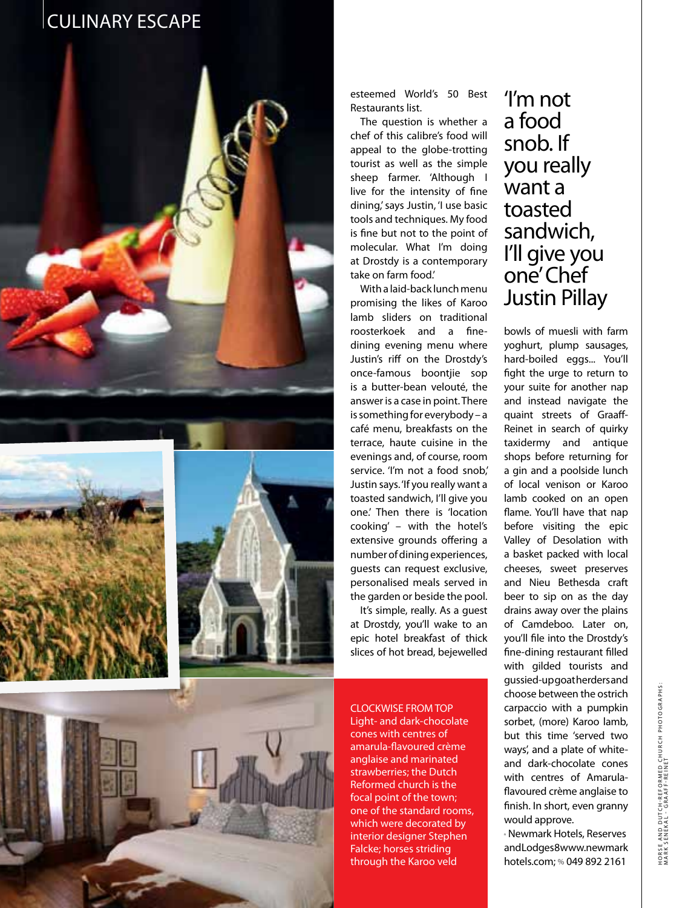esteemed World's 50 Best Restaurants list.

The question is whether a chef of this calibre's food will appeal to the globe-trotting tourist as well as the simple sheep farmer. 'Although I live for the intensity of fine dining,' says Justin, 'I use basic tools and techniques. My food is fine but not to the point of molecular. What I'm doing at Drostdy is a contemporary take on farm food.'

With a laid-back lunch menu promising the likes of Karoo lamb sliders on traditional roosterkoek and a fine-dining evening menu where Justin's riff on the Drostdy's once-famous boontjie sop is a butter-bean velouté, the answer is a case in point. There is something for everybody – a café menu, breakfasts on the terrace, haute cuisine in the evenings and, of course, room service. 'I'm not a food snob,' Justin says. 'If you really want a toasted sandwich, I'll give you one.' Then there is 'location cooking' – with the hotel's extensive grounds offering a number of dining experiences, guests can request exclusive, personalised meals served in the garden or beside the pool.

It's simple, really. As a guest at Drostdy, you'll wake to an epic hotel breakfast of thick slices of hot bread, bejewelled bowls of muesli with farm yoghurt, plump sausages, hard-boiled eggs... You'll fight the urge to return to your suite for another nap and instead navigate the quaint streets of Graaff-Reinet in search of quirky taxidermy and antique shops before returning for a gin and a poolside lunch of local venison or Karoo lamb cooked on an open flame. You'll have that nap before visiting the epic Valley of Desolation with a basket packed with local cheeses, sweet preserves and Nieu Bethesda craft beer to sip on as the day drains away over the plains of Camdeboo. Later on, you'll file into the Drostdy's fine-dining restaurant filled with gilded tourists and gussied-up goatherders and choose between the ostrich carpaccio with a pumpkin sorbet, (more) Karoo lamb, but this time 'served two ways', and a plate of white- and dark-chocolate cones with centres of Amarula-flavoured crème anglaise to finish. In short, even granny would approve.

> 'I'm not a food snob. If you really want a toasted sandwich, I'll give you one' Chef Justin Pillay

Newmark Hotels, Reserves and Lodges www.newmarkhotels.com; 049 892 2161

CLOCKWISE FROM TOP Light- and dark-chocolate cones with centres of amarula-flavoured crème anglaise and marinated strawberries; the Dutch Reformed church is the focal point of the town; one of the standard rooms, which were decorated by interior designer Stephen Falcke; horses striding through the Karoo veld

HORSE AND DUTCH-REFORMED CHURCH PHOTOGRAPHS: MARK SENEKAL - GRAAFF-REINET